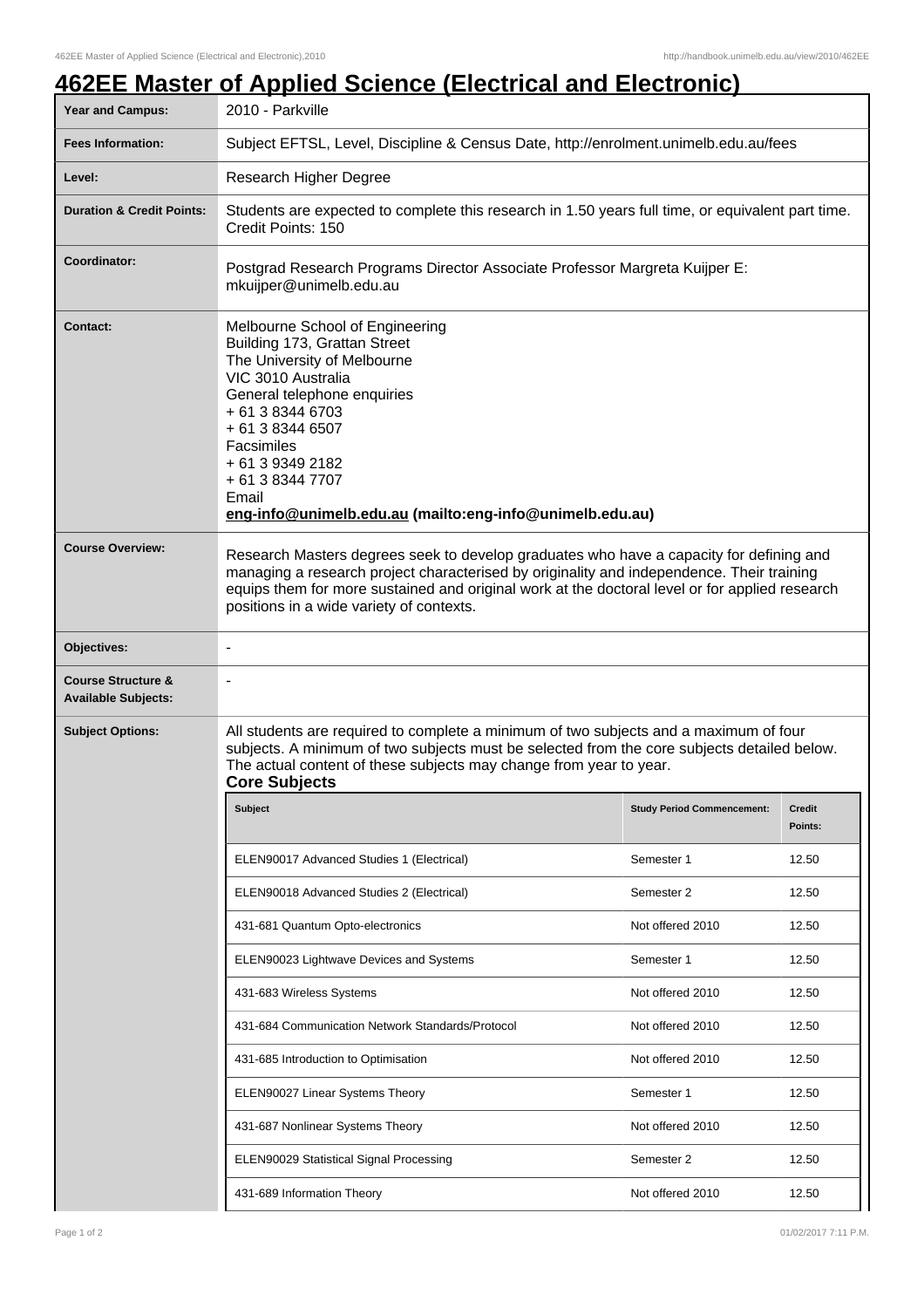# 462EE Master of Applied Science (Electrical and Electronic)

| | |
|---|---|
| **Year and Campus:** | 2010 - Parkville |
| **Fees Information:** | Subject EFTSL, Level, Discipline & Census Date, http://enrolment.unimelb.edu.au/fees |
| **Level:** | Research Higher Degree |
| **Duration & Credit Points:** | Students are expected to complete this research in 1.50 years full time, or equivalent part time. Credit Points: 150 |
| **Coordinator:** | Postgrad Research Programs Director Associate Professor Margreta Kuijper E: mkuijper@unimelb.edu.au |
| **Contact:** | Melbourne School of Engineering<br>Building 173, Grattan Street<br>The University of Melbourne<br>VIC 3010 Australia<br>General telephone enquiries<br>+ 61 3 8344 6703<br>+ 61 3 8344 6507<br>Facsimiles<br>+ 61 3 9349 2182<br>+ 61 3 8344 7707<br>Email<br>**eng-info@unimelb.edu.au (mailto:eng-info@unimelb.edu.au)** |
| **Course Overview:** | Research Masters degrees seek to develop graduates who have a capacity for defining and managing a research project characterised by originality and independence. Their training equips them for more sustained and original work at the doctoral level or for applied research positions in a wide variety of contexts. |
| **Objectives:** | - |
| **Course Structure & Available Subjects:** | - |
| **Subject Options:** | All students are required to complete a minimum of two subjects and a maximum of four subjects. A minimum of two subjects must be selected from the core subjects detailed below. The actual content of these subjects may change from year to year. |

**Core Subjects**

| Subject | Study Period Commencement: | Credit Points: |
|---|---|---|
| ELEN90017 Advanced Studies 1 (Electrical) | Semester 1 | 12.50 |
| ELEN90018 Advanced Studies 2 (Electrical) | Semester 2 | 12.50 |
| 431-681 Quantum Opto-electronics | Not offered 2010 | 12.50 |
| ELEN90023 Lightwave Devices and Systems | Semester 1 | 12.50 |
| 431-683 Wireless Systems | Not offered 2010 | 12.50 |
| 431-684 Communication Network Standards/Protocol | Not offered 2010 | 12.50 |
| 431-685 Introduction to Optimisation | Not offered 2010 | 12.50 |
| ELEN90027 Linear Systems Theory | Semester 1 | 12.50 |
| 431-687 Nonlinear Systems Theory | Not offered 2010 | 12.50 |
| ELEN90029 Statistical Signal Processing | Semester 2 | 12.50 |
| 431-689 Information Theory | Not offered 2010 | 12.50 |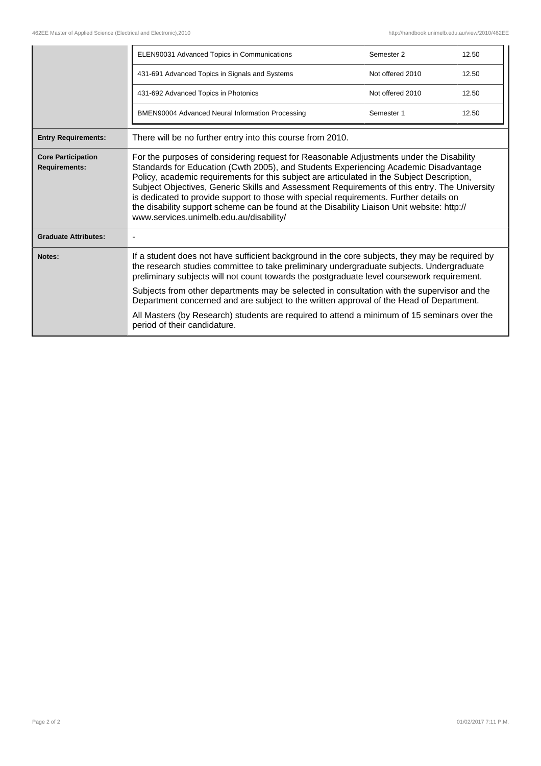| | | | |
|---|---|---|---|
| | ELEN90031 Advanced Topics in Communications | Semester 2 | 12.50 |
| | 431-691 Advanced Topics in Signals and Systems | Not offered 2010 | 12.50 |
| | 431-692 Advanced Topics in Photonics | Not offered 2010 | 12.50 |
| | BMEN90004 Advanced Neural Information Processing | Semester 1 | 12.50 |

| | |
|---|---|
| **Entry Requirements:** | There will be no further entry into this course from 2010. |
| **Core Participation Requirements:** | For the purposes of considering request for Reasonable Adjustments under the Disability Standards for Education (Cwth 2005), and Students Experiencing Academic Disadvantage Policy, academic requirements for this subject are articulated in the Subject Description, Subject Objectives, Generic Skills and Assessment Requirements of this entry. The University is dedicated to provide support to those with special requirements. Further details on the disability support scheme can be found at the Disability Liaison Unit website: http://www.services.unimelb.edu.au/disability/ |
| **Graduate Attributes:** | - |
| **Notes:** | If a student does not have sufficient background in the core subjects, they may be required by the research studies committee to take preliminary undergraduate subjects. Undergraduate preliminary subjects will not count towards the postgraduate level coursework requirement. Subjects from other departments may be selected in consultation with the supervisor and the Department concerned and are subject to the written approval of the Head of Department. All Masters (by Research) students are required to attend a minimum of 15 seminars over the period of their candidature. |